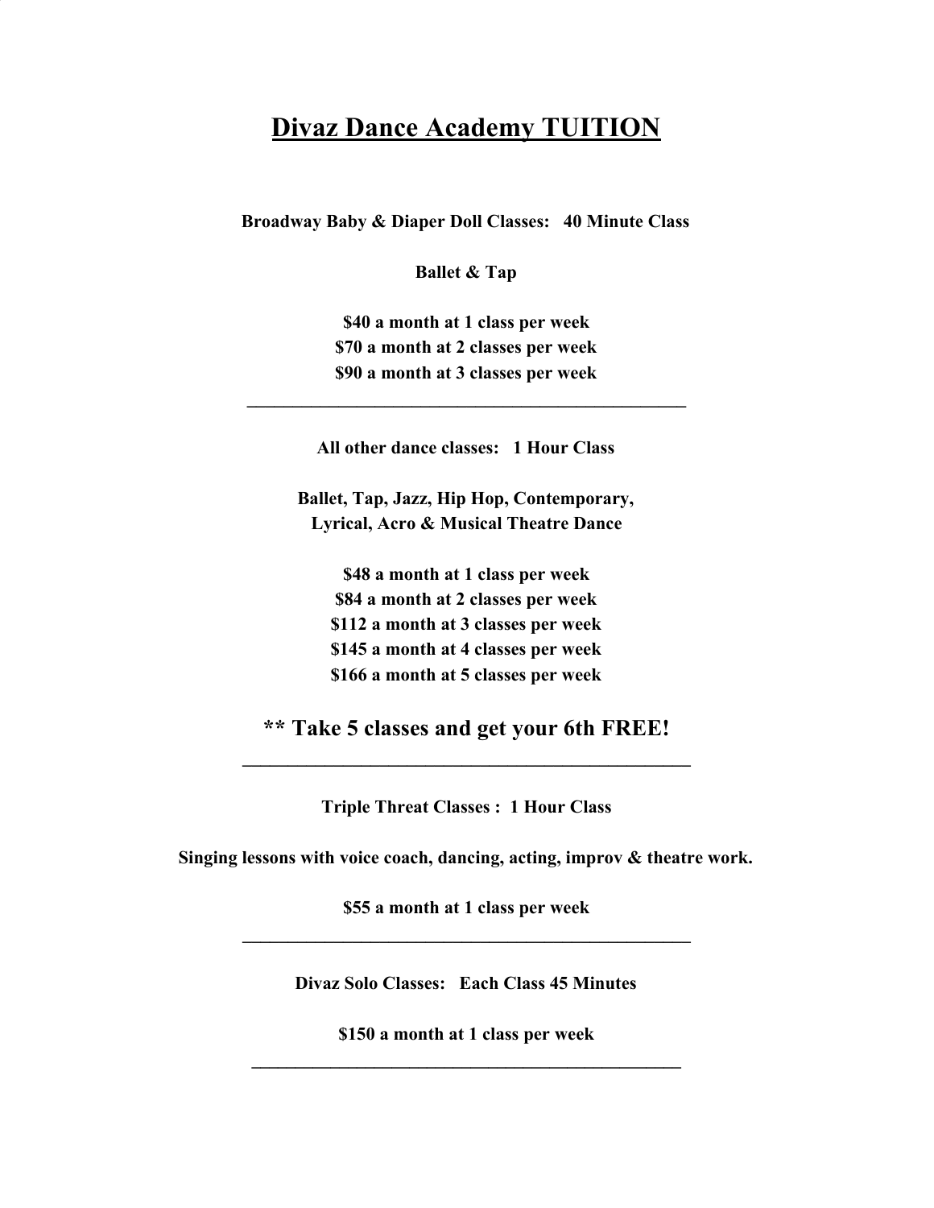# Divaz Dance Academy TUITION

**Broadway Baby & Diaper Doll Classes: 40 Minute Class**

**Ballet & Tap**

**$40 a month at 1 class per week**
**$70 a month at 2 classes per week**
**$90 a month at 3 classes per week**

---

**All other dance classes: 1 Hour Class**

**Ballet, Tap, Jazz, Hip Hop, Contemporary, Lyrical, Acro & Musical Theatre Dance**

**$48 a month at 1 class per week**
**$84 a month at 2 classes per week**
**$112 a month at 3 classes per week**
**$145 a month at 4 classes per week**
**$166 a month at 5 classes per week**

## ** Take 5 classes and get your 6th FREE!

---

**Triple Threat Classes : 1 Hour Class**

**Singing lessons with voice coach, dancing, acting, improv & theatre work.**

**$55 a month at 1 class per week**

---

**Divaz Solo Classes: Each Class 45 Minutes**

**$150 a month at 1 class per week**

---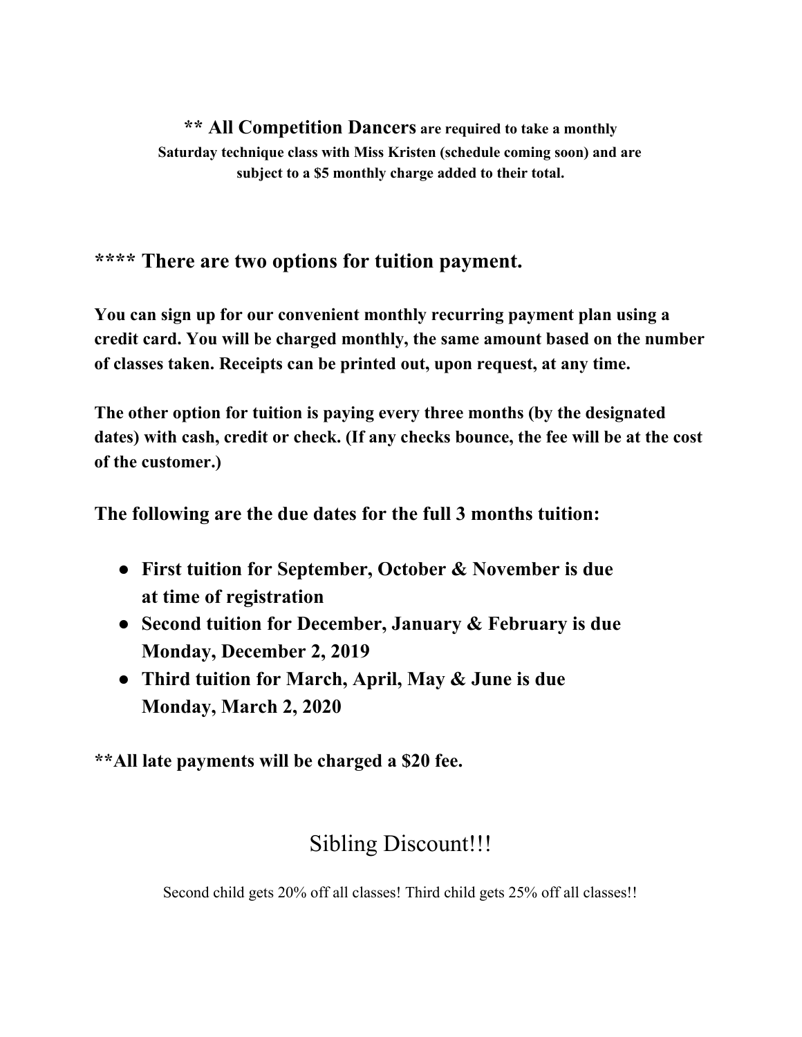**\*\* All Competition Dancers are required to take a monthly Saturday technique class with Miss Kristen (schedule coming soon) and are subject to a $5 monthly charge added to their total.**

## **** There are two options for tuition payment.

**You can sign up for our convenient monthly recurring payment plan using a credit card. You will be charged monthly, the same amount based on the number of classes taken. Receipts can be printed out, upon request, at any time.**

**The other option for tuition is paying every three months (by the designated dates) with cash, credit or check. (If any checks bounce, the fee will be at the cost of the customer.)**

**The following are the due dates for the full 3 months tuition:**

- **First tuition for September, October & November is due at time of registration**
- **Second tuition for December, January & February is due Monday, December 2, 2019**
- **Third tuition for March, April, May & June is due Monday, March 2, 2020**

**\*\*All late payments will be charged a $20 fee.**

## Sibling Discount!!!

Second child gets 20% off all classes! Third child gets 25% off all classes!!